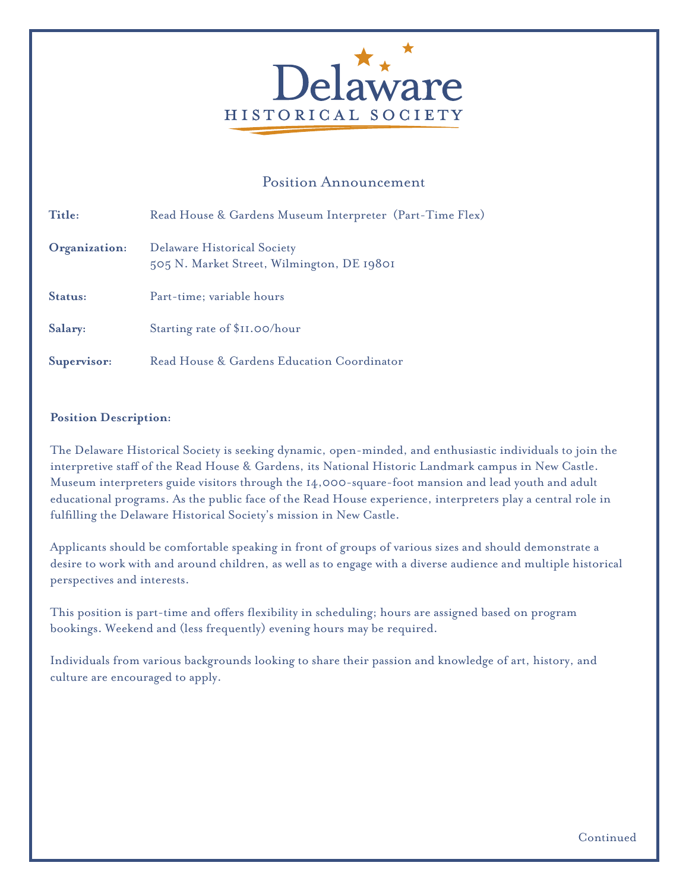# Delaware HISTORICAL SOCIETY

## Position Announcement

**Title:** Read House & Gardens Museum Interpreter (Part-Time Flex)

**Organization:** Delaware Historical Society
505 N. Market Street, Wilmington, DE 19801

**Status:** Part-time; variable hours

**Salary:** Starting rate of $11.00/hour

**Supervisor:** Read House & Gardens Education Coordinator

**Position Description:**

The Delaware Historical Society is seeking dynamic, open-minded, and enthusiastic individuals to join the interpretive staff of the Read House & Gardens, its National Historic Landmark campus in New Castle. Museum interpreters guide visitors through the 14,000-square-foot mansion and lead youth and adult educational programs. As the public face of the Read House experience, interpreters play a central role in fulfilling the Delaware Historical Society's mission in New Castle.

Applicants should be comfortable speaking in front of groups of various sizes and should demonstrate a desire to work with and around children, as well as to engage with a diverse audience and multiple historical perspectives and interests.

This position is part-time and offers flexibility in scheduling; hours are assigned based on program bookings. Weekend and (less frequently) evening hours may be required.

Individuals from various backgrounds looking to share their passion and knowledge of art, history, and culture are encouraged to apply.

Continued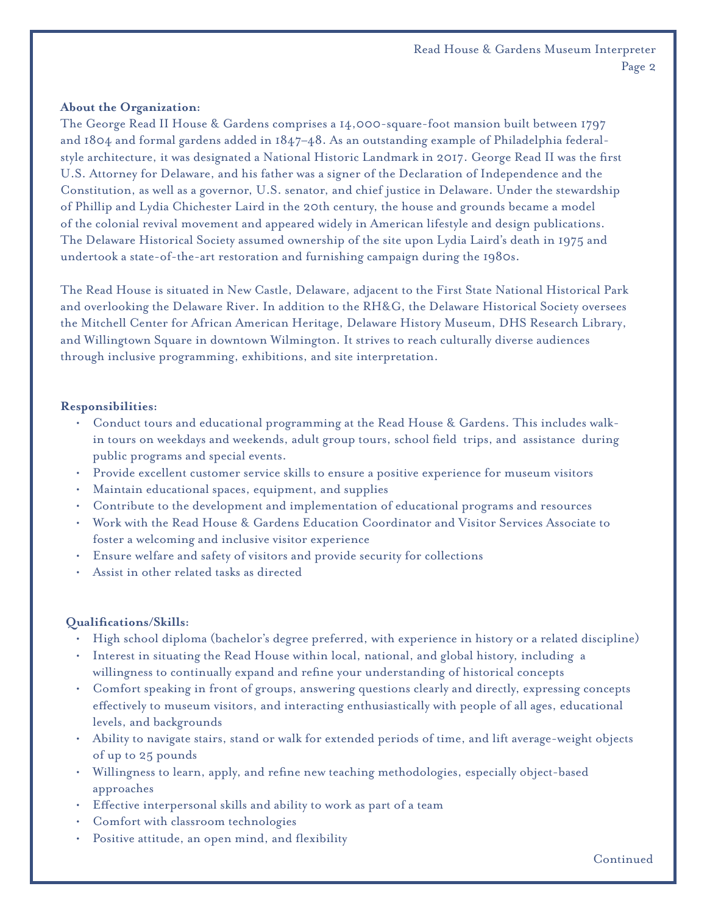**About the Organization:**

The George Read II House & Gardens comprises a 14,000-square-foot mansion built between 1797 and 1804 and formal gardens added in 1847–48. As an outstanding example of Philadelphia federal-style architecture, it was designated a National Historic Landmark in 2017. George Read II was the first U.S. Attorney for Delaware, and his father was a signer of the Declaration of Independence and the Constitution, as well as a governor, U.S. senator, and chief justice in Delaware. Under the stewardship of Phillip and Lydia Chichester Laird in the 20th century, the house and grounds became a model of the colonial revival movement and appeared widely in American lifestyle and design publications. The Delaware Historical Society assumed ownership of the site upon Lydia Laird's death in 1975 and undertook a state-of-the-art restoration and furnishing campaign during the 1980s.

The Read House is situated in New Castle, Delaware, adjacent to the First State National Historical Park and overlooking the Delaware River. In addition to the RH&G, the Delaware Historical Society oversees the Mitchell Center for African American Heritage, Delaware History Museum, DHS Research Library, and Willingtown Square in downtown Wilmington. It strives to reach culturally diverse audiences through inclusive programming, exhibitions, and site interpretation.

**Responsibilities:**

- Conduct tours and educational programming at the Read House & Gardens. This includes walk-in tours on weekdays and weekends, adult group tours, school field trips, and assistance during public programs and special events.
- Provide excellent customer service skills to ensure a positive experience for museum visitors
- Maintain educational spaces, equipment, and supplies
- Contribute to the development and implementation of educational programs and resources
- Work with the Read House & Gardens Education Coordinator and Visitor Services Associate to foster a welcoming and inclusive visitor experience
- Ensure welfare and safety of visitors and provide security for collections
- Assist in other related tasks as directed

**Qualifications/Skills:**

- High school diploma (bachelor's degree preferred, with experience in history or a related discipline)
- Interest in situating the Read House within local, national, and global history, including a willingness to continually expand and refine your understanding of historical concepts
- Comfort speaking in front of groups, answering questions clearly and directly, expressing concepts effectively to museum visitors, and interacting enthusiastically with people of all ages, educational levels, and backgrounds
- Ability to navigate stairs, stand or walk for extended periods of time, and lift average-weight objects of up to 25 pounds
- Willingness to learn, apply, and refine new teaching methodologies, especially object-based approaches
- Effective interpersonal skills and ability to work as part of a team
- Comfort with classroom technologies
- Positive attitude, an open mind, and flexibility

Continued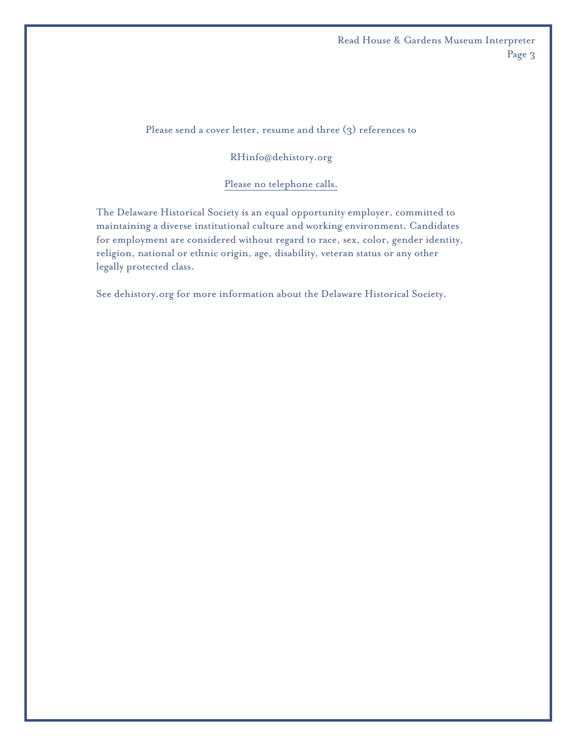Please send a cover letter, resume and three (3) references to

RHinfo@dehistory.org

Please no telephone calls.

The Delaware Historical Society is an equal opportunity employer, committed to maintaining a diverse institutional culture and working environment. Candidates for employment are considered without regard to race, sex, color, gender identity, religion, national or ethnic origin, age, disability, veteran status or any other legally protected class.

See dehistory.org for more information about the Delaware Historical Society.